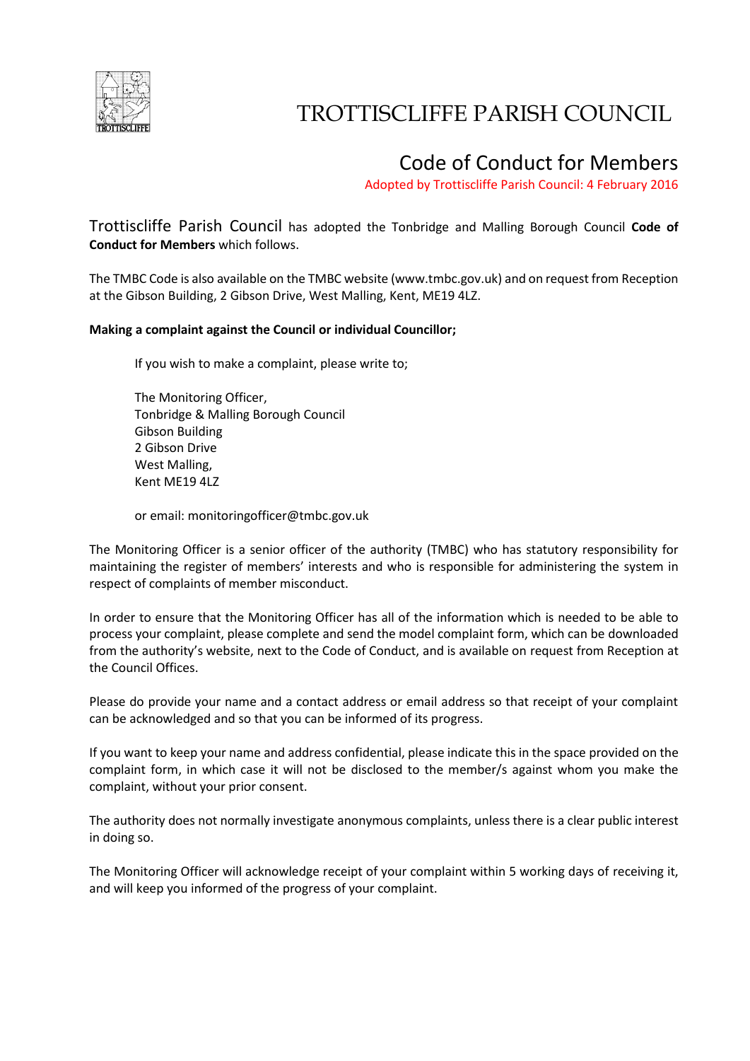# TROTTISCLIFFE PARISH COUNCIL

## Code of Conduct for Members

Adopted by Trottiscliffe Parish Council: 4 February 2016

Trottiscliffe Parish Council has adopted the Tonbridge and Malling Borough Council **Code of Conduct for Members** which follows.

The TMBC Code is also available on the TMBC website (www.tmbc.gov.uk) and on request from Reception at the Gibson Building, 2 Gibson Drive, West Malling, Kent, ME19 4LZ.

**Making a complaint against the Council or individual Councillor;**

If you wish to make a complaint, please write to;

The Monitoring Officer,
Tonbridge & Malling Borough Council
Gibson Building
2 Gibson Drive
West Malling,
Kent ME19 4LZ

or email: monitoringofficer@tmbc.gov.uk

The Monitoring Officer is a senior officer of the authority (TMBC) who has statutory responsibility for maintaining the register of members' interests and who is responsible for administering the system in respect of complaints of member misconduct.

In order to ensure that the Monitoring Officer has all of the information which is needed to be able to process your complaint, please complete and send the model complaint form, which can be downloaded from the authority's website, next to the Code of Conduct, and is available on request from Reception at the Council Offices.

Please do provide your name and a contact address or email address so that receipt of your complaint can be acknowledged and so that you can be informed of its progress.

If you want to keep your name and address confidential, please indicate this in the space provided on the complaint form, in which case it will not be disclosed to the member/s against whom you make the complaint, without your prior consent.

The authority does not normally investigate anonymous complaints, unless there is a clear public interest in doing so.

The Monitoring Officer will acknowledge receipt of your complaint within 5 working days of receiving it, and will keep you informed of the progress of your complaint.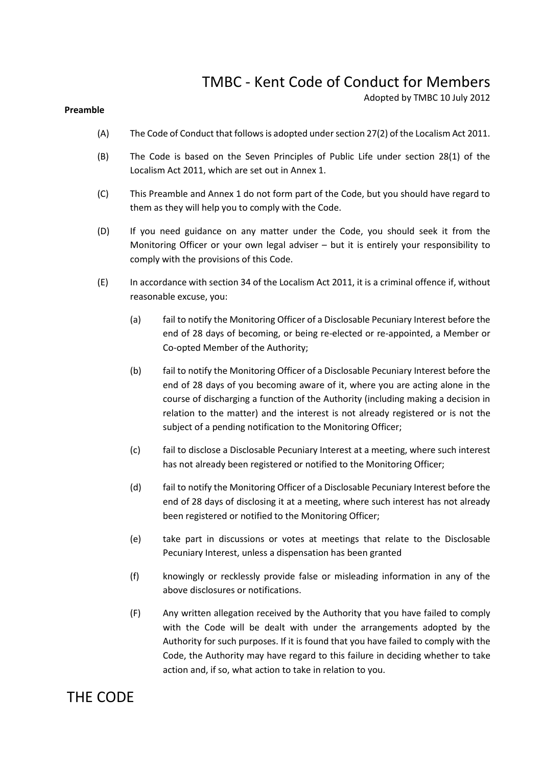# TMBC - Kent Code of Conduct for Members

Adopted by TMBC 10 July 2012

**Preamble**

(A) The Code of Conduct that follows is adopted under section 27(2) of the Localism Act 2011.

(B) The Code is based on the Seven Principles of Public Life under section 28(1) of the Localism Act 2011, which are set out in Annex 1.

(C) This Preamble and Annex 1 do not form part of the Code, but you should have regard to them as they will help you to comply with the Code.

(D) If you need guidance on any matter under the Code, you should seek it from the Monitoring Officer or your own legal adviser – but it is entirely your responsibility to comply with the provisions of this Code.

(E) In accordance with section 34 of the Localism Act 2011, it is a criminal offence if, without reasonable excuse, you:

- (a) fail to notify the Monitoring Officer of a Disclosable Pecuniary Interest before the end of 28 days of becoming, or being re-elected or re-appointed, a Member or Co-opted Member of the Authority;
- (b) fail to notify the Monitoring Officer of a Disclosable Pecuniary Interest before the end of 28 days of you becoming aware of it, where you are acting alone in the course of discharging a function of the Authority (including making a decision in relation to the matter) and the interest is not already registered or is not the subject of a pending notification to the Monitoring Officer;
- (c) fail to disclose a Disclosable Pecuniary Interest at a meeting, where such interest has not already been registered or notified to the Monitoring Officer;
- (d) fail to notify the Monitoring Officer of a Disclosable Pecuniary Interest before the end of 28 days of disclosing it at a meeting, where such interest has not already been registered or notified to the Monitoring Officer;
- (e) take part in discussions or votes at meetings that relate to the Disclosable Pecuniary Interest, unless a dispensation has been granted
- (f) knowingly or recklessly provide false or misleading information in any of the above disclosures or notifications.

(F) Any written allegation received by the Authority that you have failed to comply with the Code will be dealt with under the arrangements adopted by the Authority for such purposes. If it is found that you have failed to comply with the Code, the Authority may have regard to this failure in deciding whether to take action and, if so, what action to take in relation to you.

# THE CODE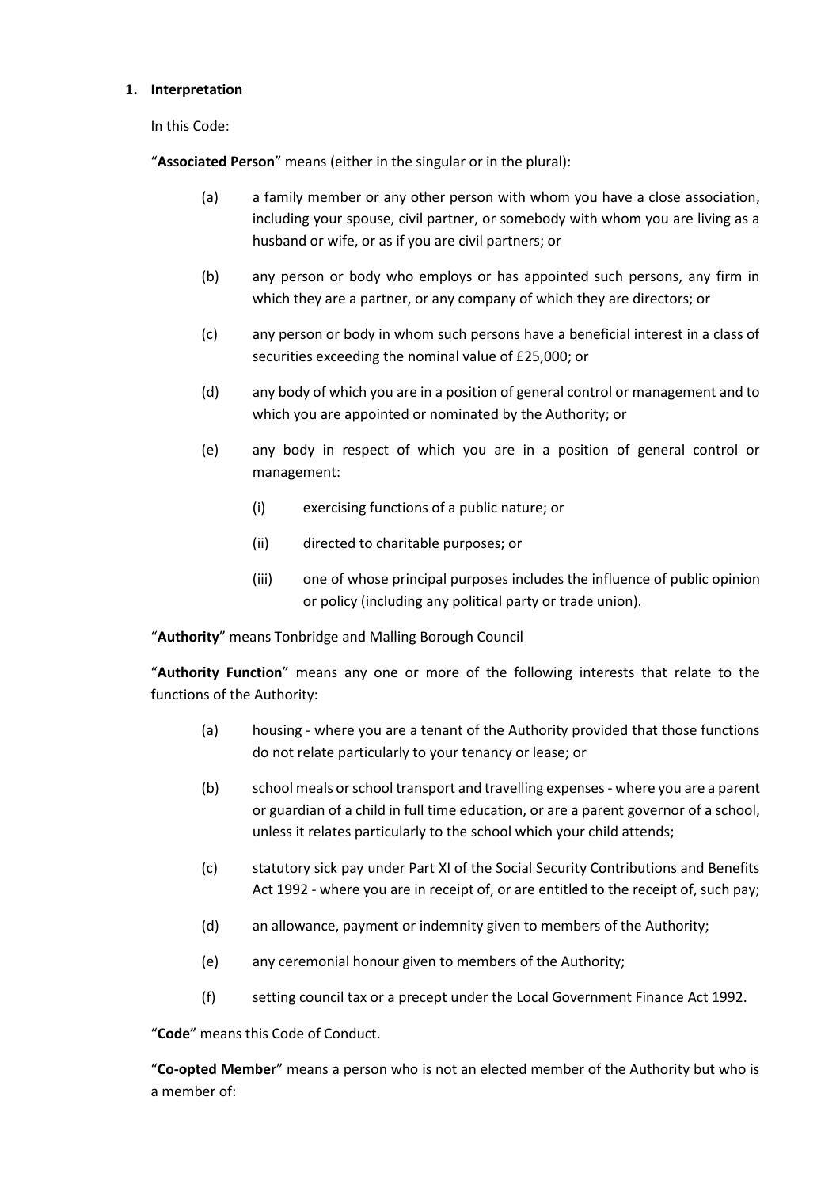## 1. Interpretation

In this Code:

"**Associated Person**" means (either in the singular or in the plural):

(a) a family member or any other person with whom you have a close association, including your spouse, civil partner, or somebody with whom you are living as a husband or wife, or as if you are civil partners; or

(b) any person or body who employs or has appointed such persons, any firm in which they are a partner, or any company of which they are directors; or

(c) any person or body in whom such persons have a beneficial interest in a class of securities exceeding the nominal value of £25,000; or

(d) any body of which you are in a position of general control or management and to which you are appointed or nominated by the Authority; or

(e) any body in respect of which you are in a position of general control or management:

(i) exercising functions of a public nature; or

(ii) directed to charitable purposes; or

(iii) one of whose principal purposes includes the influence of public opinion or policy (including any political party or trade union).

"**Authority**" means Tonbridge and Malling Borough Council

"**Authority Function**" means any one or more of the following interests that relate to the functions of the Authority:

(a) housing - where you are a tenant of the Authority provided that those functions do not relate particularly to your tenancy or lease; or

(b) school meals or school transport and travelling expenses - where you are a parent or guardian of a child in full time education, or are a parent governor of a school, unless it relates particularly to the school which your child attends;

(c) statutory sick pay under Part XI of the Social Security Contributions and Benefits Act 1992 - where you are in receipt of, or are entitled to the receipt of, such pay;

(d) an allowance, payment or indemnity given to members of the Authority;

(e) any ceremonial honour given to members of the Authority;

(f) setting council tax or a precept under the Local Government Finance Act 1992.

"**Code**" means this Code of Conduct.

"**Co-opted Member**" means a person who is not an elected member of the Authority but who is a member of: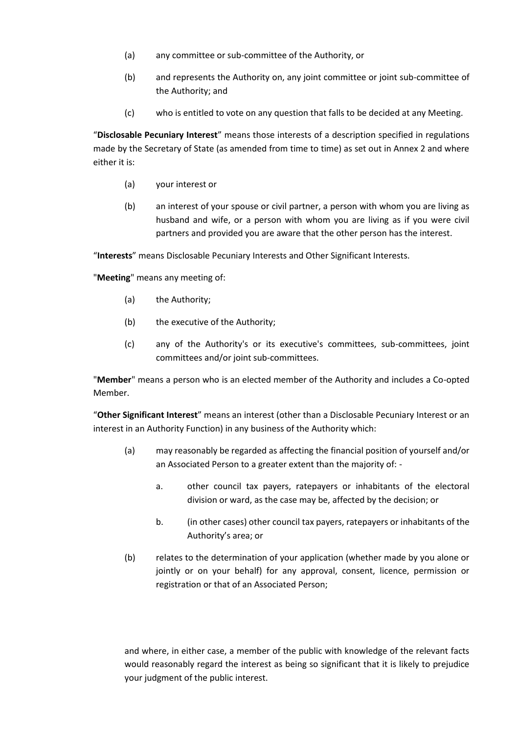(a) any committee or sub-committee of the Authority, or

(b) and represents the Authority on, any joint committee or joint sub-committee of the Authority; and

(c) who is entitled to vote on any question that falls to be decided at any Meeting.

"**Disclosable Pecuniary Interest**" means those interests of a description specified in regulations made by the Secretary of State (as amended from time to time) as set out in Annex 2 and where either it is:

(a) your interest or

(b) an interest of your spouse or civil partner, a person with whom you are living as husband and wife, or a person with whom you are living as if you were civil partners and provided you are aware that the other person has the interest.

"**Interests**" means Disclosable Pecuniary Interests and Other Significant Interests.

"**Meeting**" means any meeting of:

(a) the Authority;

(b) the executive of the Authority;

(c) any of the Authority's or its executive's committees, sub-committees, joint committees and/or joint sub-committees.

"**Member**" means a person who is an elected member of the Authority and includes a Co-opted Member.

"**Other Significant Interest**" means an interest (other than a Disclosable Pecuniary Interest or an interest in an Authority Function) in any business of the Authority which:

(a) may reasonably be regarded as affecting the financial position of yourself and/or an Associated Person to a greater extent than the majority of: -

   a. other council tax payers, ratepayers or inhabitants of the electoral division or ward, as the case may be, affected by the decision; or

   b. (in other cases) other council tax payers, ratepayers or inhabitants of the Authority's area; or

(b) relates to the determination of your application (whether made by you alone or jointly or on your behalf) for any approval, consent, licence, permission or registration or that of an Associated Person;

and where, in either case, a member of the public with knowledge of the relevant facts would reasonably regard the interest as being so significant that it is likely to prejudice your judgment of the public interest.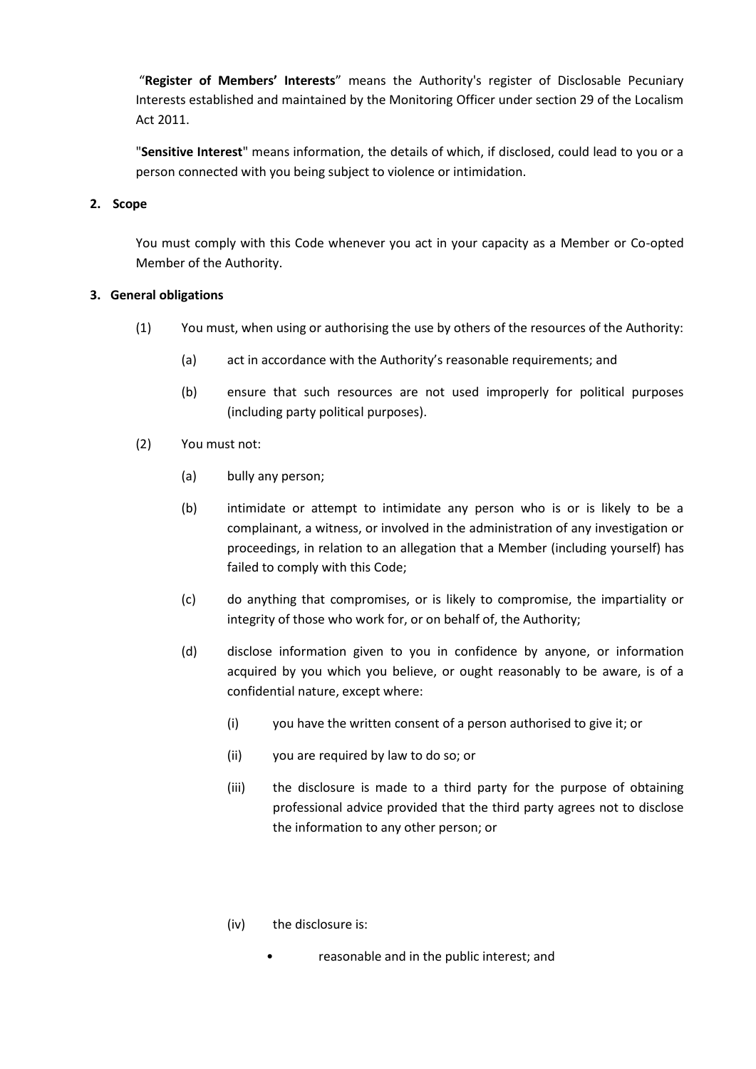"**Register of Members' Interests**" means the Authority's register of Disclosable Pecuniary Interests established and maintained by the Monitoring Officer under section 29 of the Localism Act 2011.

"**Sensitive Interest**" means information, the details of which, if disclosed, could lead to you or a person connected with you being subject to violence or intimidation.

## 2. Scope

You must comply with this Code whenever you act in your capacity as a Member or Co-opted Member of the Authority.

## 3. General obligations

(1) You must, when using or authorising the use by others of the resources of the Authority:

- (a) act in accordance with the Authority's reasonable requirements; and
- (b) ensure that such resources are not used improperly for political purposes (including party political purposes).

(2) You must not:

- (a) bully any person;
- (b) intimidate or attempt to intimidate any person who is or is likely to be a complainant, a witness, or involved in the administration of any investigation or proceedings, in relation to an allegation that a Member (including yourself) has failed to comply with this Code;
- (c) do anything that compromises, or is likely to compromise, the impartiality or integrity of those who work for, or on behalf of, the Authority;
- (d) disclose information given to you in confidence by anyone, or information acquired by you which you believe, or ought reasonably to be aware, is of a confidential nature, except where:
  - (i) you have the written consent of a person authorised to give it; or
  - (ii) you are required by law to do so; or
  - (iii) the disclosure is made to a third party for the purpose of obtaining professional advice provided that the third party agrees not to disclose the information to any other person; or
  - (iv) the disclosure is:
    - reasonable and in the public interest; and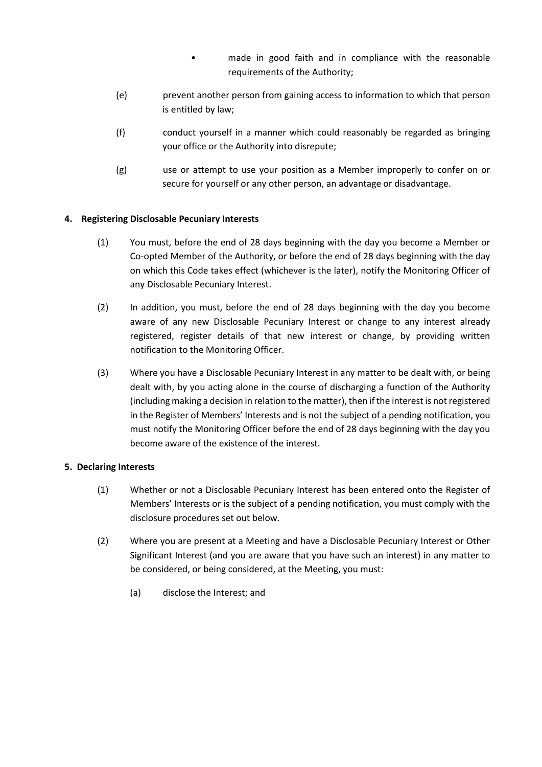- made in good faith and in compliance with the reasonable requirements of the Authority;

(e) prevent another person from gaining access to information to which that person is entitled by law;

(f) conduct yourself in a manner which could reasonably be regarded as bringing your office or the Authority into disrepute;

(g) use or attempt to use your position as a Member improperly to confer on or secure for yourself or any other person, an advantage or disadvantage.

**4. Registering Disclosable Pecuniary Interests**

(1) You must, before the end of 28 days beginning with the day you become a Member or Co-opted Member of the Authority, or before the end of 28 days beginning with the day on which this Code takes effect (whichever is the later), notify the Monitoring Officer of any Disclosable Pecuniary Interest.

(2) In addition, you must, before the end of 28 days beginning with the day you become aware of any new Disclosable Pecuniary Interest or change to any interest already registered, register details of that new interest or change, by providing written notification to the Monitoring Officer.

(3) Where you have a Disclosable Pecuniary Interest in any matter to be dealt with, or being dealt with, by you acting alone in the course of discharging a function of the Authority (including making a decision in relation to the matter), then if the interest is not registered in the Register of Members' Interests and is not the subject of a pending notification, you must notify the Monitoring Officer before the end of 28 days beginning with the day you become aware of the existence of the interest.

**5. Declaring Interests**

(1) Whether or not a Disclosable Pecuniary Interest has been entered onto the Register of Members' Interests or is the subject of a pending notification, you must comply with the disclosure procedures set out below.

(2) Where you are present at a Meeting and have a Disclosable Pecuniary Interest or Other Significant Interest (and you are aware that you have such an interest) in any matter to be considered, or being considered, at the Meeting, you must:

(a) disclose the Interest; and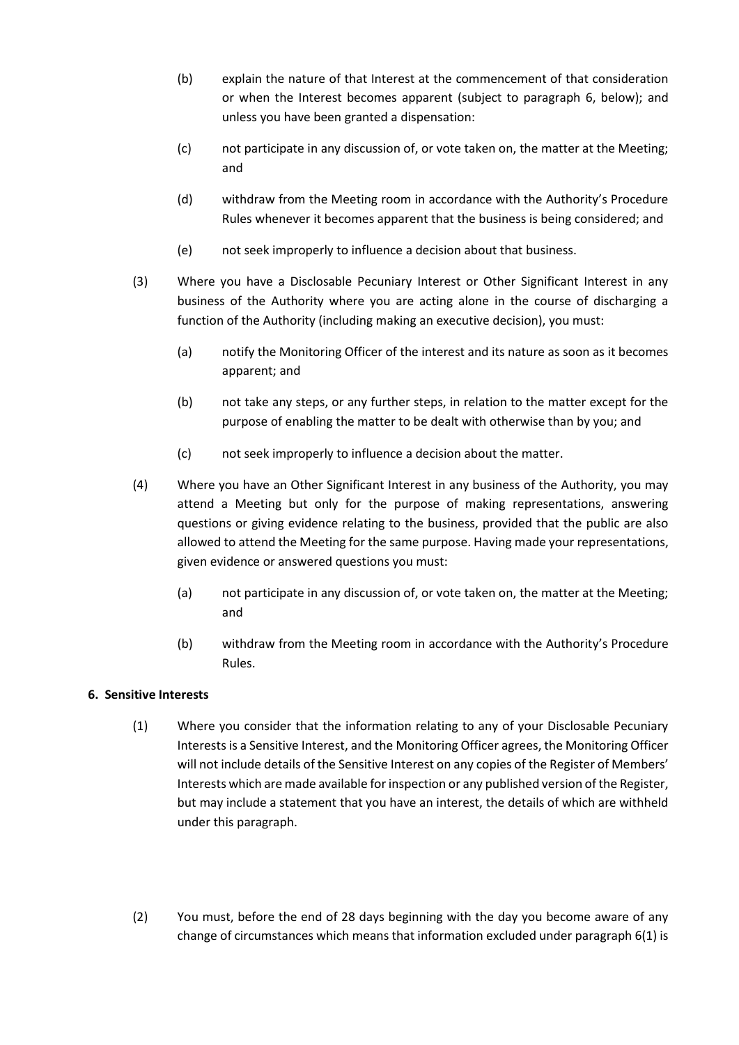(b) explain the nature of that Interest at the commencement of that consideration or when the Interest becomes apparent (subject to paragraph 6, below); and unless you have been granted a dispensation:

(c) not participate in any discussion of, or vote taken on, the matter at the Meeting; and

(d) withdraw from the Meeting room in accordance with the Authority's Procedure Rules whenever it becomes apparent that the business is being considered; and

(e) not seek improperly to influence a decision about that business.

(3) Where you have a Disclosable Pecuniary Interest or Other Significant Interest in any business of the Authority where you are acting alone in the course of discharging a function of the Authority (including making an executive decision), you must:

(a) notify the Monitoring Officer of the interest and its nature as soon as it becomes apparent; and

(b) not take any steps, or any further steps, in relation to the matter except for the purpose of enabling the matter to be dealt with otherwise than by you; and

(c) not seek improperly to influence a decision about the matter.

(4) Where you have an Other Significant Interest in any business of the Authority, you may attend a Meeting but only for the purpose of making representations, answering questions or giving evidence relating to the business, provided that the public are also allowed to attend the Meeting for the same purpose. Having made your representations, given evidence or answered questions you must:

(a) not participate in any discussion of, or vote taken on, the matter at the Meeting; and

(b) withdraw from the Meeting room in accordance with the Authority's Procedure Rules.

**6. Sensitive Interests**

(1) Where you consider that the information relating to any of your Disclosable Pecuniary Interests is a Sensitive Interest, and the Monitoring Officer agrees, the Monitoring Officer will not include details of the Sensitive Interest on any copies of the Register of Members' Interests which are made available for inspection or any published version of the Register, but may include a statement that you have an interest, the details of which are withheld under this paragraph.

(2) You must, before the end of 28 days beginning with the day you become aware of any change of circumstances which means that information excluded under paragraph 6(1) is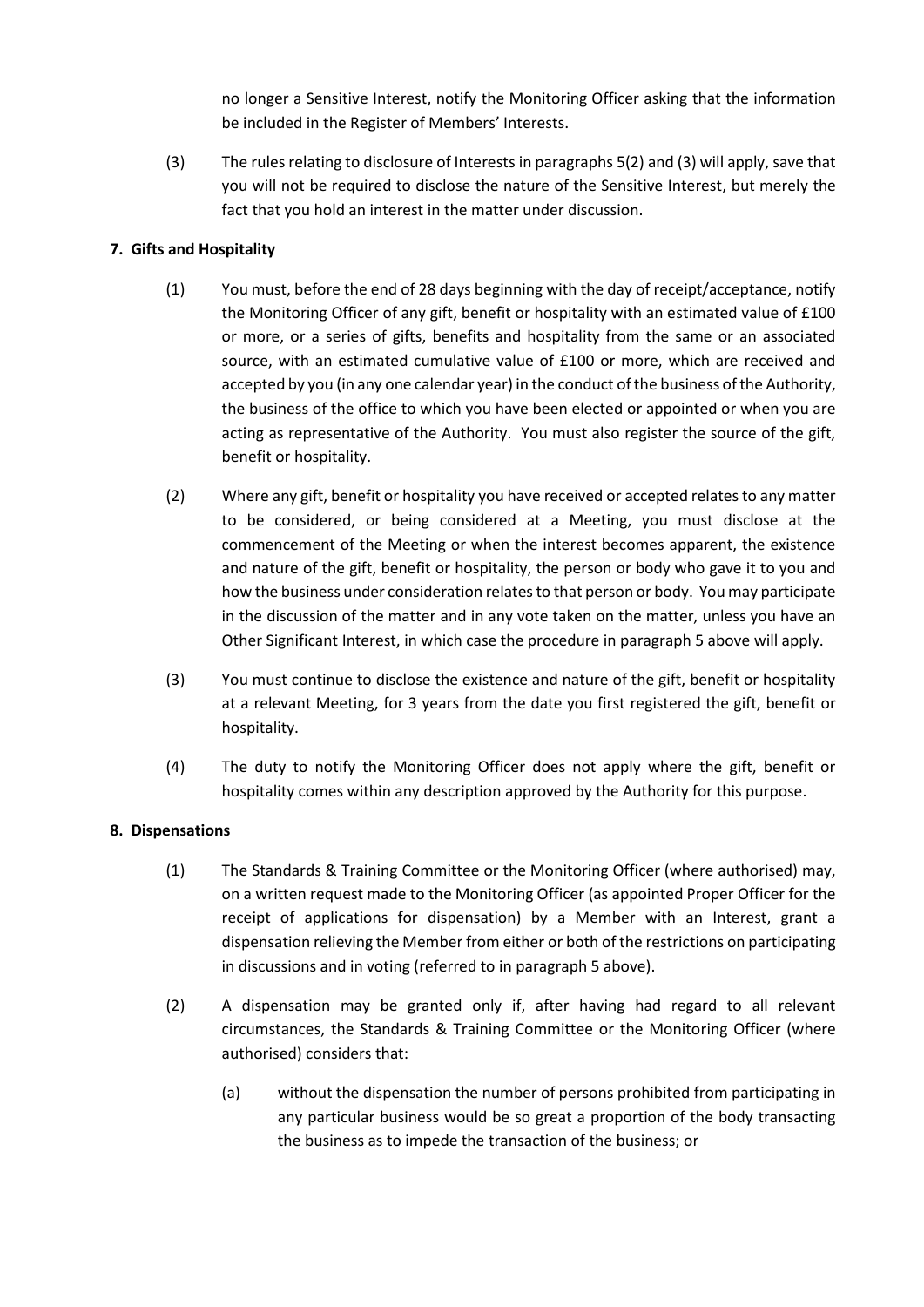no longer a Sensitive Interest, notify the Monitoring Officer asking that the information be included in the Register of Members' Interests.

(3) The rules relating to disclosure of Interests in paragraphs 5(2) and (3) will apply, save that you will not be required to disclose the nature of the Sensitive Interest, but merely the fact that you hold an interest in the matter under discussion.

## 7. Gifts and Hospitality

(1) You must, before the end of 28 days beginning with the day of receipt/acceptance, notify the Monitoring Officer of any gift, benefit or hospitality with an estimated value of £100 or more, or a series of gifts, benefits and hospitality from the same or an associated source, with an estimated cumulative value of £100 or more, which are received and accepted by you (in any one calendar year) in the conduct of the business of the Authority, the business of the office to which you have been elected or appointed or when you are acting as representative of the Authority. You must also register the source of the gift, benefit or hospitality.

(2) Where any gift, benefit or hospitality you have received or accepted relates to any matter to be considered, or being considered at a Meeting, you must disclose at the commencement of the Meeting or when the interest becomes apparent, the existence and nature of the gift, benefit or hospitality, the person or body who gave it to you and how the business under consideration relates to that person or body. You may participate in the discussion of the matter and in any vote taken on the matter, unless you have an Other Significant Interest, in which case the procedure in paragraph 5 above will apply.

(3) You must continue to disclose the existence and nature of the gift, benefit or hospitality at a relevant Meeting, for 3 years from the date you first registered the gift, benefit or hospitality.

(4) The duty to notify the Monitoring Officer does not apply where the gift, benefit or hospitality comes within any description approved by the Authority for this purpose.

## 8. Dispensations

(1) The Standards & Training Committee or the Monitoring Officer (where authorised) may, on a written request made to the Monitoring Officer (as appointed Proper Officer for the receipt of applications for dispensation) by a Member with an Interest, grant a dispensation relieving the Member from either or both of the restrictions on participating in discussions and in voting (referred to in paragraph 5 above).

(2) A dispensation may be granted only if, after having had regard to all relevant circumstances, the Standards & Training Committee or the Monitoring Officer (where authorised) considers that:

(a) without the dispensation the number of persons prohibited from participating in any particular business would be so great a proportion of the body transacting the business as to impede the transaction of the business; or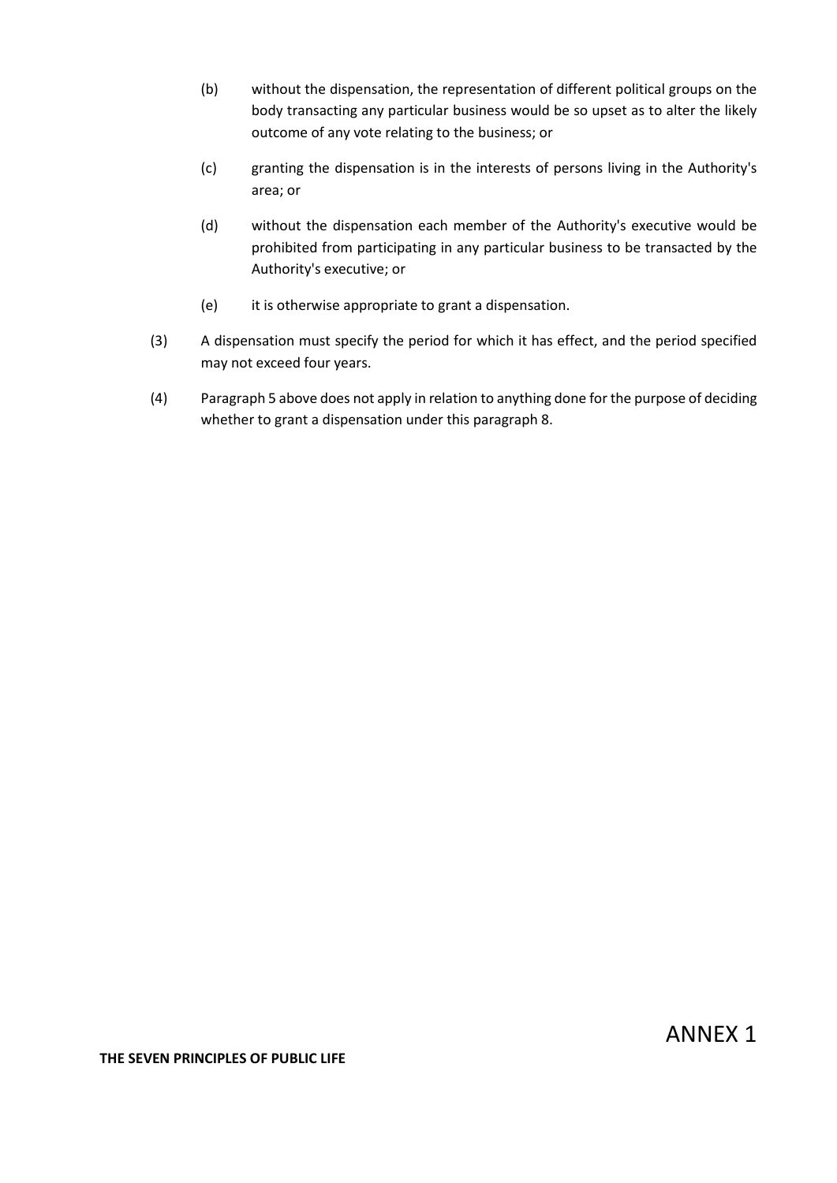(b) without the dispensation, the representation of different political groups on the body transacting any particular business would be so upset as to alter the likely outcome of any vote relating to the business; or

(c) granting the dispensation is in the interests of persons living in the Authority's area; or

(d) without the dispensation each member of the Authority's executive would be prohibited from participating in any particular business to be transacted by the Authority's executive; or

(e) it is otherwise appropriate to grant a dispensation.

(3) A dispensation must specify the period for which it has effect, and the period specified may not exceed four years.

(4) Paragraph 5 above does not apply in relation to anything done for the purpose of deciding whether to grant a dispensation under this paragraph 8.

# ANNEX 1

**THE SEVEN PRINCIPLES OF PUBLIC LIFE**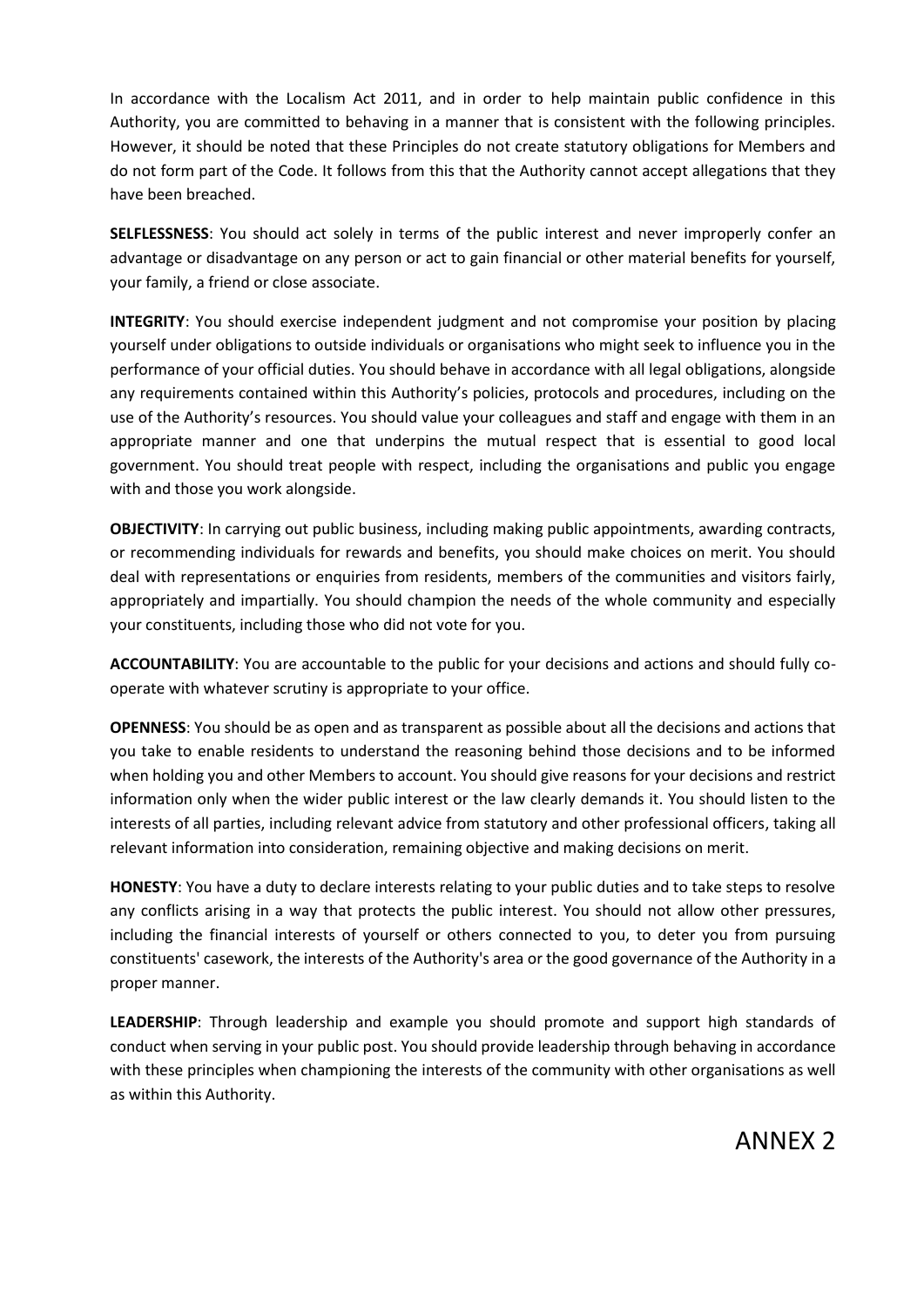In accordance with the Localism Act 2011, and in order to help maintain public confidence in this Authority, you are committed to behaving in a manner that is consistent with the following principles. However, it should be noted that these Principles do not create statutory obligations for Members and do not form part of the Code. It follows from this that the Authority cannot accept allegations that they have been breached.

**SELFLESSNESS**: You should act solely in terms of the public interest and never improperly confer an advantage or disadvantage on any person or act to gain financial or other material benefits for yourself, your family, a friend or close associate.

**INTEGRITY**: You should exercise independent judgment and not compromise your position by placing yourself under obligations to outside individuals or organisations who might seek to influence you in the performance of your official duties. You should behave in accordance with all legal obligations, alongside any requirements contained within this Authority's policies, protocols and procedures, including on the use of the Authority's resources. You should value your colleagues and staff and engage with them in an appropriate manner and one that underpins the mutual respect that is essential to good local government. You should treat people with respect, including the organisations and public you engage with and those you work alongside.

**OBJECTIVITY**: In carrying out public business, including making public appointments, awarding contracts, or recommending individuals for rewards and benefits, you should make choices on merit. You should deal with representations or enquiries from residents, members of the communities and visitors fairly, appropriately and impartially. You should champion the needs of the whole community and especially your constituents, including those who did not vote for you.

**ACCOUNTABILITY**: You are accountable to the public for your decisions and actions and should fully co-operate with whatever scrutiny is appropriate to your office.

**OPENNESS**: You should be as open and as transparent as possible about all the decisions and actions that you take to enable residents to understand the reasoning behind those decisions and to be informed when holding you and other Members to account. You should give reasons for your decisions and restrict information only when the wider public interest or the law clearly demands it. You should listen to the interests of all parties, including relevant advice from statutory and other professional officers, taking all relevant information into consideration, remaining objective and making decisions on merit.

**HONESTY**: You have a duty to declare interests relating to your public duties and to take steps to resolve any conflicts arising in a way that protects the public interest. You should not allow other pressures, including the financial interests of yourself or others connected to you, to deter you from pursuing constituents' casework, the interests of the Authority's area or the good governance of the Authority in a proper manner.

**LEADERSHIP**: Through leadership and example you should promote and support high standards of conduct when serving in your public post. You should provide leadership through behaving in accordance with these principles when championing the interests of the community with other organisations as well as within this Authority.

# ANNEX 2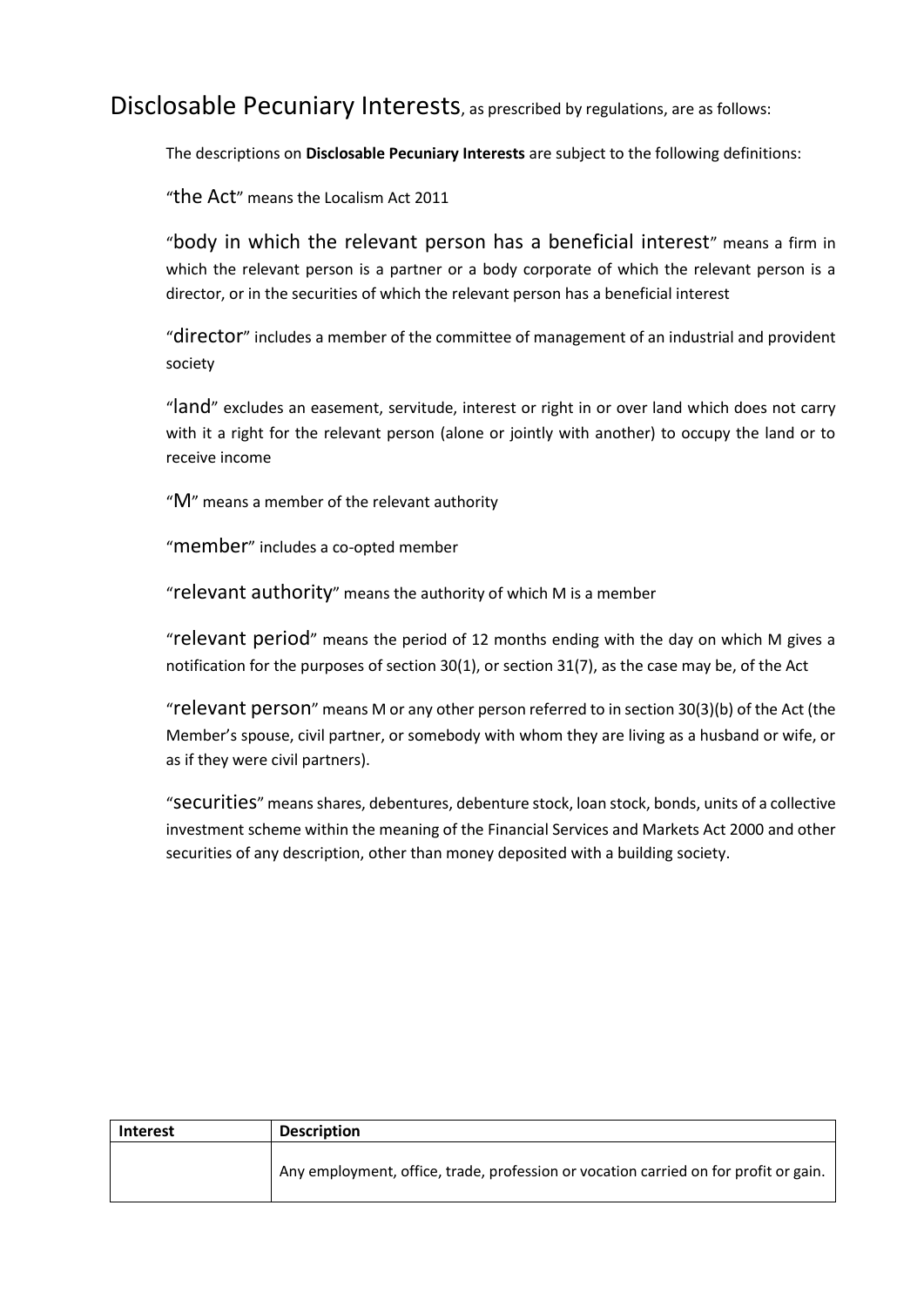# Disclosable Pecuniary Interests, as prescribed by regulations, are as follows:

The descriptions on **Disclosable Pecuniary Interests** are subject to the following definitions:

"the Act" means the Localism Act 2011

"body in which the relevant person has a beneficial interest" means a firm in which the relevant person is a partner or a body corporate of which the relevant person is a director, or in the securities of which the relevant person has a beneficial interest

"director" includes a member of the committee of management of an industrial and provident society

"land" excludes an easement, servitude, interest or right in or over land which does not carry with it a right for the relevant person (alone or jointly with another) to occupy the land or to receive income

"M" means a member of the relevant authority

"member" includes a co-opted member

"relevant authority" means the authority of which M is a member

"relevant period" means the period of 12 months ending with the day on which M gives a notification for the purposes of section 30(1), or section 31(7), as the case may be, of the Act

"relevant person" means M or any other person referred to in section 30(3)(b) of the Act (the Member's spouse, civil partner, or somebody with whom they are living as a husband or wife, or as if they were civil partners).

"securities" means shares, debentures, debenture stock, loan stock, bonds, units of a collective investment scheme within the meaning of the Financial Services and Markets Act 2000 and other securities of any description, other than money deposited with a building society.

| Interest | Description |
| --- | --- |
| | Any employment, office, trade, profession or vocation carried on for profit or gain. |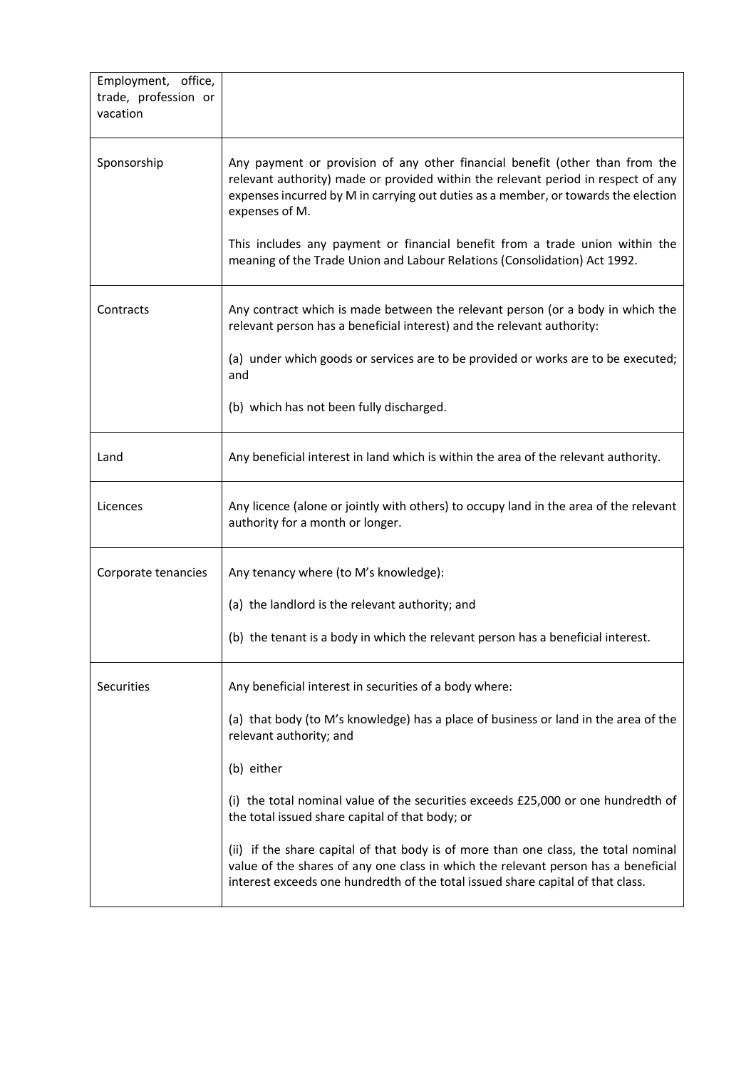| | |
|---|---|
| Employment, office, trade, profession or vacation | |
| Sponsorship | Any payment or provision of any other financial benefit (other than from the relevant authority) made or provided within the relevant period in respect of any expenses incurred by M in carrying out duties as a member, or towards the election expenses of M.<br><br>This includes any payment or financial benefit from a trade union within the meaning of the Trade Union and Labour Relations (Consolidation) Act 1992. |
| Contracts | Any contract which is made between the relevant person (or a body in which the relevant person has a beneficial interest) and the relevant authority:<br><br>(a) under which goods or services are to be provided or works are to be executed; and<br><br>(b) which has not been fully discharged. |
| Land | Any beneficial interest in land which is within the area of the relevant authority. |
| Licences | Any licence (alone or jointly with others) to occupy land in the area of the relevant authority for a month or longer. |
| Corporate tenancies | Any tenancy where (to M's knowledge):<br><br>(a) the landlord is the relevant authority; and<br><br>(b) the tenant is a body in which the relevant person has a beneficial interest. |
| Securities | Any beneficial interest in securities of a body where:<br><br>(a) that body (to M's knowledge) has a place of business or land in the area of the relevant authority; and<br><br>(b) either<br><br>(i) the total nominal value of the securities exceeds £25,000 or one hundredth of the total issued share capital of that body; or<br><br>(ii) if the share capital of that body is of more than one class, the total nominal value of the shares of any one class in which the relevant person has a beneficial interest exceeds one hundredth of the total issued share capital of that class. |